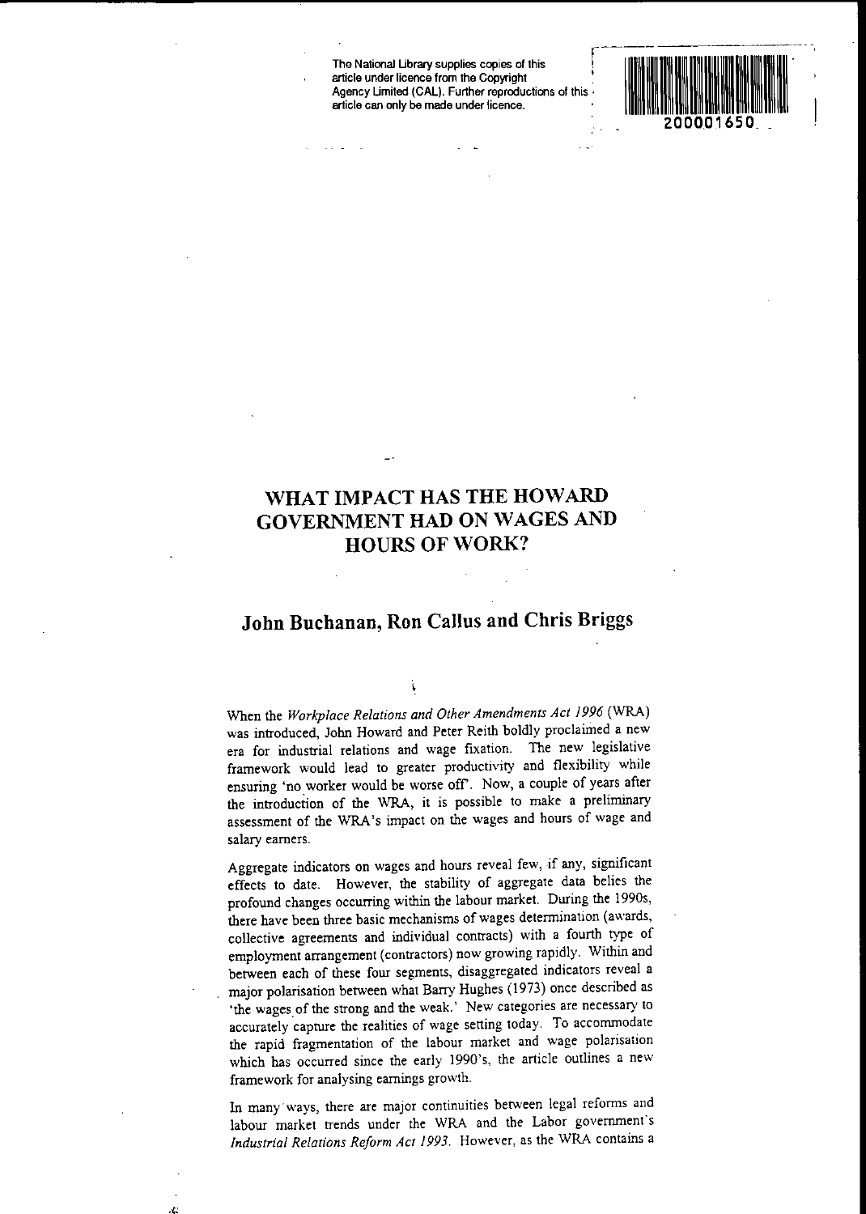The National Library supplies copies of this article under licence from the Copyright Agency Limited (CAL). Further reproductions of this article can only be made under licence.

200001650

# WHAT IMPACT HAS THE HOWARD GOVERNMENT HAD ON WAGES AND HOURS OF WORK?

## John Buchanan, Ron Callus and Chris Briggs

When the *Workplace Relations and Other Amendments Act 1996* (WRA) was introduced, John Howard and Peter Reith boldly proclaimed a new era for industrial relations and wage fixation. The new legislative framework would lead to greater productivity and flexibility while ensuring 'no worker would be worse off'. Now, a couple of years after the introduction of the WRA, it is possible to make a preliminary assessment of the WRA's impact on the wages and hours of wage and salary earners.

Aggregate indicators on wages and hours reveal few, if any, significant effects to date. However, the stability of aggregate data belies the profound changes occurring within the labour market. During the 1990s, there have been three basic mechanisms of wages determination (awards, collective agreements and individual contracts) with a fourth type of employment arrangement (contractors) now growing rapidly. Within and between each of these four segments, disaggregated indicators reveal a major polarisation between what Barry Hughes (1973) once described as 'the wages of the strong and the weak.' New categories are necessary to accurately capture the realities of wage setting today. To accommodate the rapid fragmentation of the labour market and wage polarisation which has occurred since the early 1990's, the article outlines a new framework for analysing earnings growth.

In many ways, there are major continuities between legal reforms and labour market trends under the WRA and the Labor government's *Industrial Relations Reform Act 1993*. However, as the WRA contains a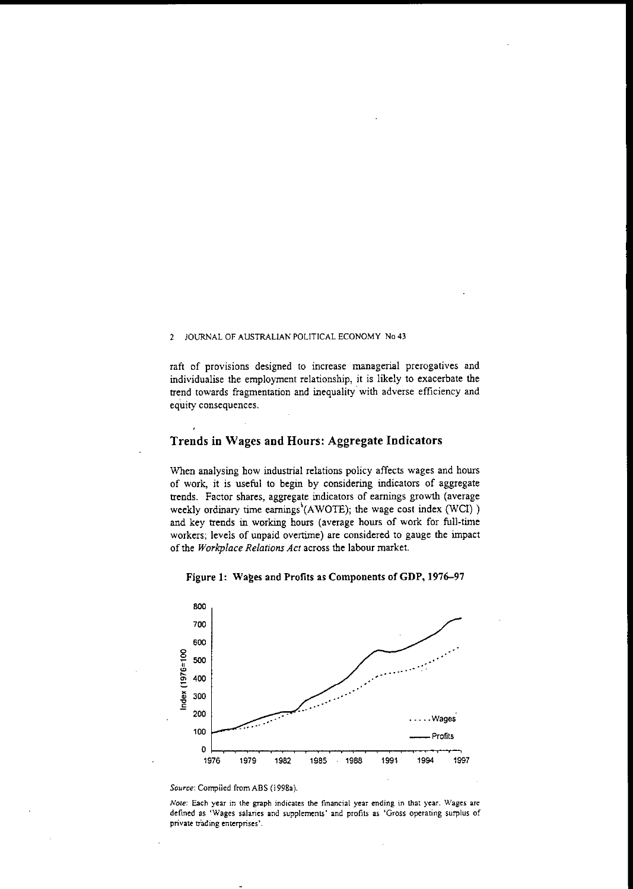raft of provisions designed to increase managerial prerogatives and individualise the employment relationship, it is likely to exacerbate the trend towards fragmentation and inequality with adverse efficiency and equity consequences.

## Trends in Wages and Hours: Aggregate Indicators

When analysing how industrial relations policy affects wages and hours of work, it is useful to begin by considering indicators of aggregate trends. Factor shares, aggregate indicators of earnings growth (average weekly ordinary time earnings[1] (AWOTE); the wage cost index (WCI)) and key trends in working hours (average hours of work for full-time workers; levels of unpaid overtime) are considered to gauge the impact of the *Workplace Relations Act* across the labour market.

**Figure 1: Wages and Profits as Components of GDP, 1976–97**

*Source*: Compiled from ABS (1998a).

*Note*: Each year in the graph indicates the financial year ending in that year. Wages are defined as 'Wages salaries and supplements' and profits as 'Gross operating surplus of private trading enterprises'.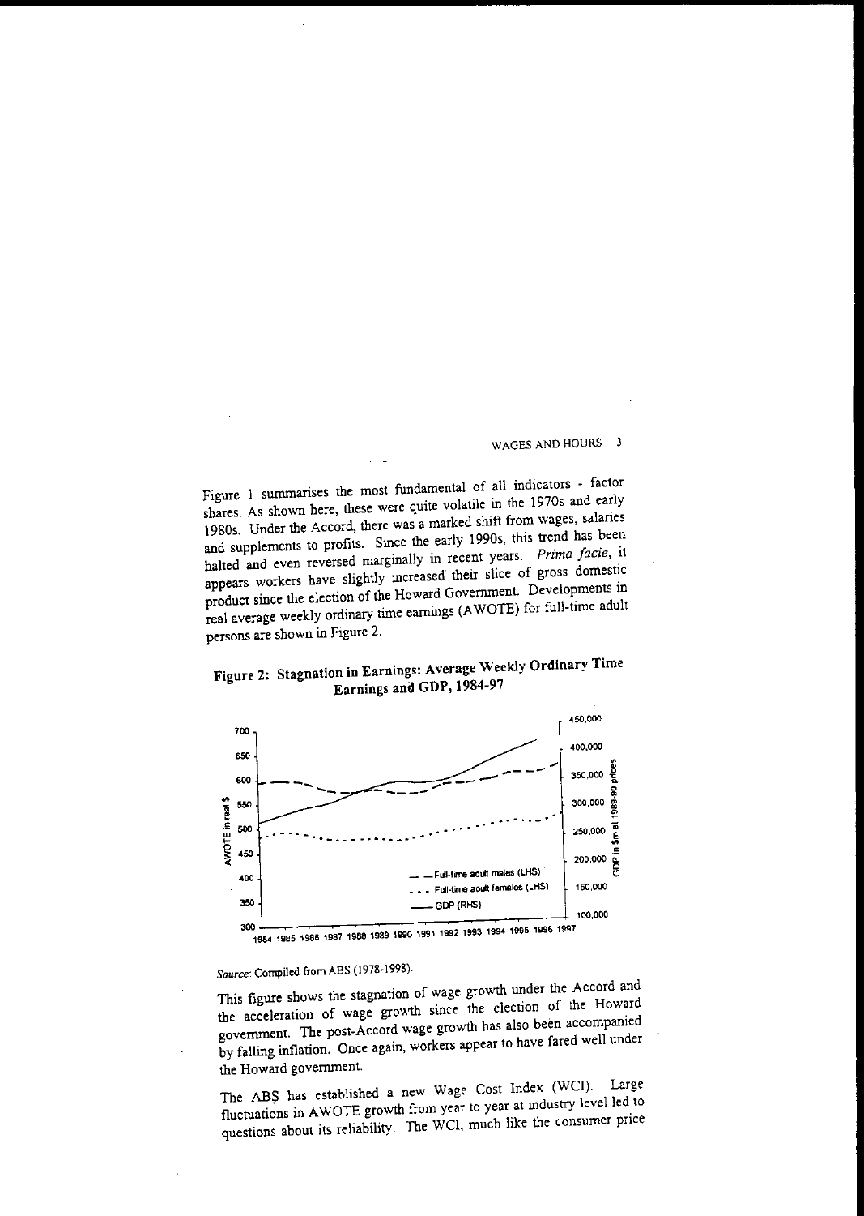Figure 1 summarises the most fundamental of all indicators - factor shares. As shown here, these were quite volatile in the 1970s and early 1980s. Under the Accord, there was a marked shift from wages, salaries and supplements to profits. Since the early 1990s, this trend has been halted and even reversed marginally in recent years. *Prima facie*, it appears workers have slightly increased their slice of gross domestic product since the election of the Howard Government. Developments in real average weekly ordinary time earnings (AWOTE) for full-time adult persons are shown in Figure 2.

## Figure 2: Stagnation in Earnings: Average Weekly Ordinary Time Earnings and GDP, 1984-97

*Source*: Compiled from ABS (1978-1998).

This figure shows the stagnation of wage growth under the Accord and the acceleration of wage growth since the election of the Howard government. The post-Accord wage growth has also been accompanied by falling inflation. Once again, workers appear to have fared well under the Howard government.

The ABS has established a new Wage Cost Index (WCI). Large fluctuations in AWOTE growth from year to year at industry level led to questions about its reliability. The WCI, much like the consumer price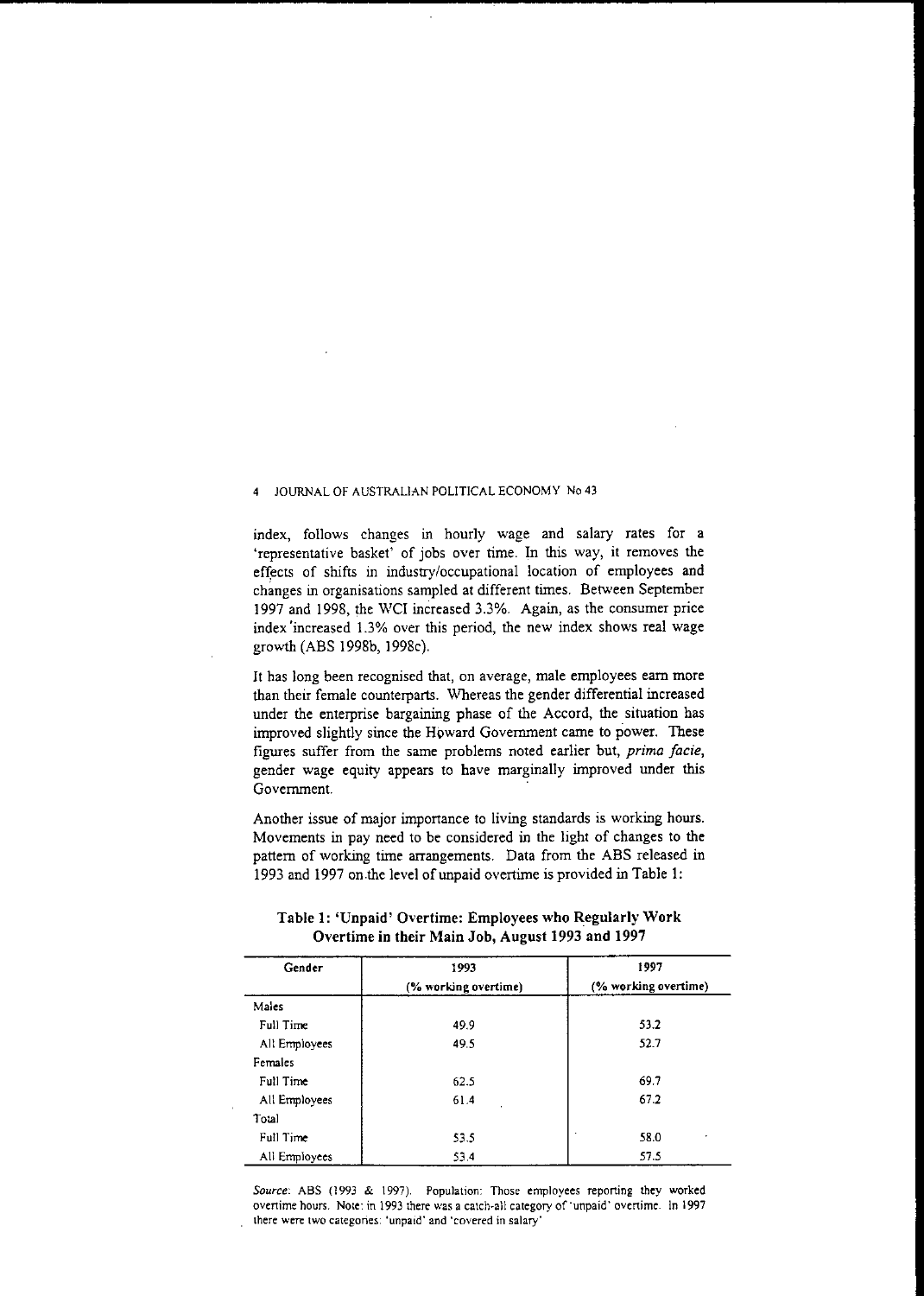index, follows changes in hourly wage and salary rates for a 'representative basket' of jobs over time. In this way, it removes the effects of shifts in industry/occupational location of employees and changes in organisations sampled at different times. Between September 1997 and 1998, the WCI increased 3.3%. Again, as the consumer price index increased 1.3% over this period, the new index shows real wage growth (ABS 1998b, 1998c).

It has long been recognised that, on average, male employees earn more than their female counterparts. Whereas the gender differential increased under the enterprise bargaining phase of the Accord, the situation has improved slightly since the Howard Government came to power. These figures suffer from the same problems noted earlier but, *prima facie*, gender wage equity appears to have marginally improved under this Government.

Another issue of major importance to living standards is working hours. Movements in pay need to be considered in the light of changes to the pattern of working time arrangements. Data from the ABS released in 1993 and 1997 on the level of unpaid overtime is provided in Table 1:

**Table 1: 'Unpaid' Overtime: Employees who Regularly Work Overtime in their Main Job, August 1993 and 1997**

| Gender | 1993 (% working overtime) | 1997 (% working overtime) |
|---|---|---|
| Males | | |
| Full Time | 49.9 | 53.2 |
| All Employees | 49.5 | 52.7 |
| Females | | |
| Full Time | 62.5 | 69.7 |
| All Employees | 61.4 | 67.2 |
| Total | | |
| Full Time | 53.5 | 58.0 |
| All Employees | 53.4 | 57.5 |

*Source*: ABS (1993 & 1997). Population: Those employees reporting they worked overtime hours. Note: in 1993 there was a catch-all category of 'unpaid' overtime. In 1997 there were two categories: 'unpaid' and 'covered in salary'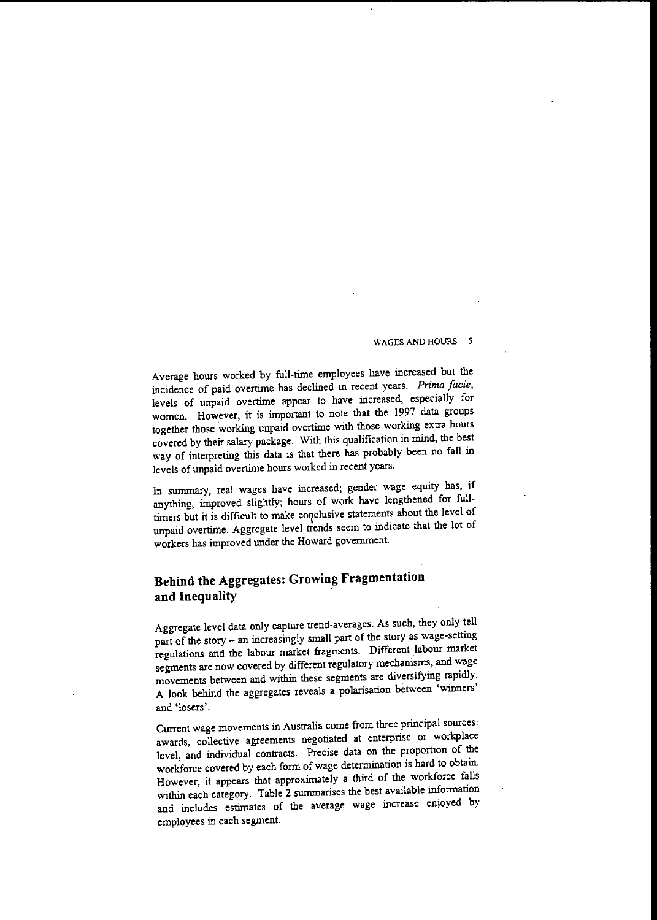Average hours worked by full-time employees have increased but the incidence of paid overtime has declined in recent years. *Prima facie*, levels of unpaid overtime appear to have increased, especially for women. However, it is important to note that the 1997 data groups together those working unpaid overtime with those working extra hours covered by their salary package. With this qualification in mind, the best way of interpreting this data is that there has probably been no fall in levels of unpaid overtime hours worked in recent years.

In summary, real wages have increased; gender wage equity has, if anything, improved slightly; hours of work have lengthened for full-timers but it is difficult to make conclusive statements about the level of unpaid overtime. Aggregate level trends seem to indicate that the lot of workers has improved under the Howard government.

## Behind the Aggregates: Growing Fragmentation and Inequality

Aggregate level data only capture trend-averages. As such, they only tell part of the story – an increasingly small part of the story as wage-setting regulations and the labour market fragments. Different labour market segments are now covered by different regulatory mechanisms, and wage movements between and within these segments are diversifying rapidly. A look behind the aggregates reveals a polarisation between 'winners' and 'losers'.

Current wage movements in Australia come from three principal sources: awards, collective agreements negotiated at enterprise or workplace level, and individual contracts. Precise data on the proportion of the workforce covered by each form of wage determination is hard to obtain. However, it appears that approximately a third of the workforce falls within each category. Table 2 summarises the best available information and includes estimates of the average wage increase enjoyed by employees in each segment.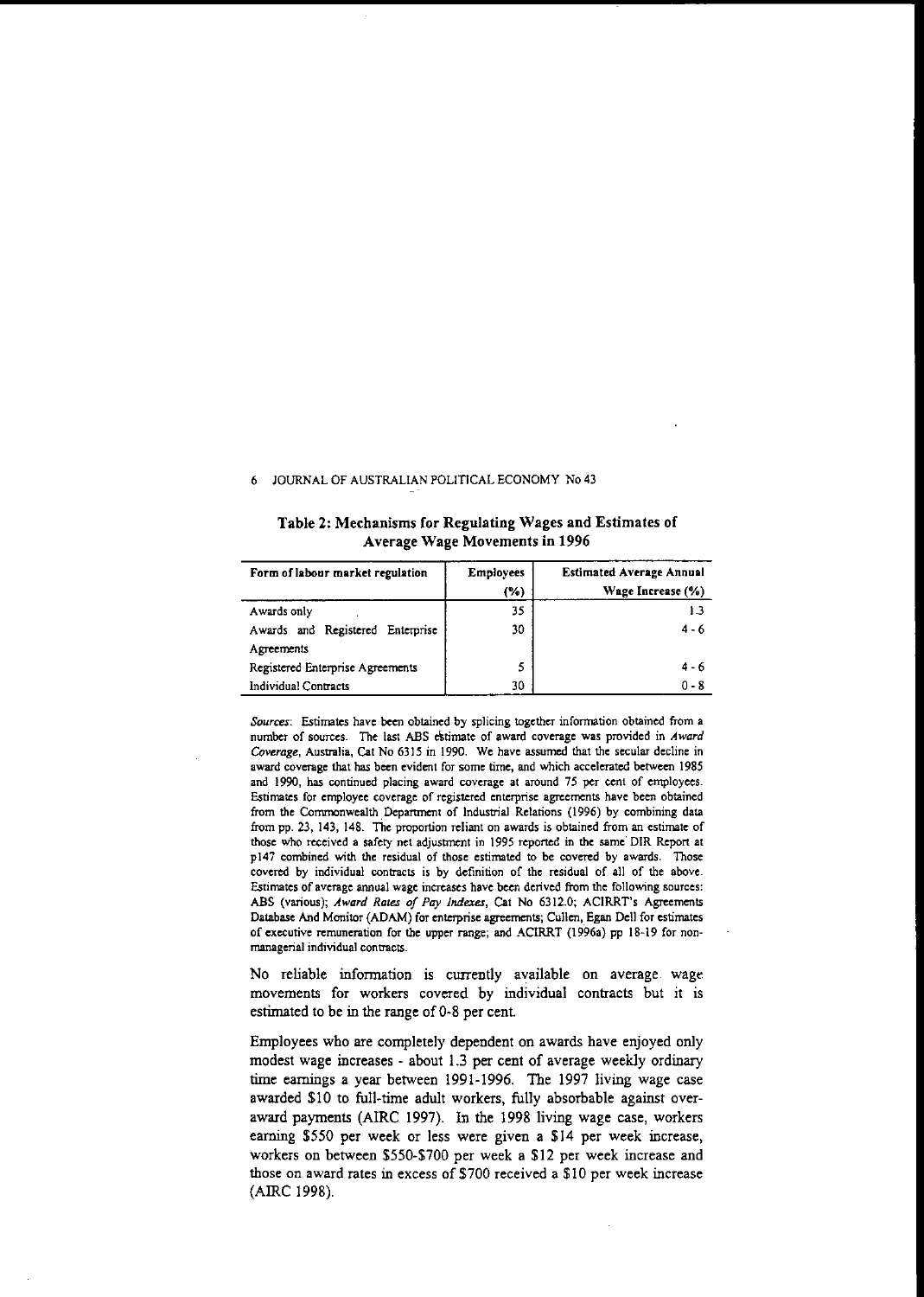**Table 2: Mechanisms for Regulating Wages and Estimates of Average Wage Movements in 1996**

| Form of labour market regulation | Employees (%) | Estimated Average Annual Wage Increase (%) |
|---|---|---|
| Awards only | 35 | 1.3 |
| Awards and Registered Enterprise Agreements | 30 | 4 - 6 |
| Registered Enterprise Agreements | 5 | 4 - 6 |
| Individual Contracts | 30 | 0 - 8 |

*Sources*: Estimates have been obtained by splicing together information obtained from a number of sources. The last ABS estimate of award coverage was provided in *Award Coverage*, Australia, Cat No 6315 in 1990. We have assumed that the secular decline in award coverage that has been evident for some time, and which accelerated between 1985 and 1990, has continued placing award coverage at around 75 per cent of employees. Estimates for employee coverage of registered enterprise agreements have been obtained from the Commonwealth Department of Industrial Relations (1996) by combining data from pp. 23, 143, 148. The proportion reliant on awards is obtained from an estimate of those who received a safety net adjustment in 1995 reported in the same DIR Report at p147 combined with the residual of those estimated to be covered by awards. Those covered by individual contracts is by definition of the residual of all of the above. Estimates of average annual wage increases have been derived from the following sources: ABS (various); *Award Rates of Pay Indexes*, Cat No 6312.0; ACIRRT's Agreements Database And Monitor (ADAM) for enterprise agreements; Cullen, Egan Dell for estimates of executive remuneration for the upper range; and ACIRRT (1996a) pp 18-19 for non-managerial individual contracts.

No reliable information is currently available on average wage movements for workers covered by individual contracts but it is estimated to be in the range of 0-8 per cent.

Employees who are completely dependent on awards have enjoyed only modest wage increases - about 1.3 per cent of average weekly ordinary time earnings a year between 1991-1996. The 1997 living wage case awarded $10 to full-time adult workers, fully absorbable against over-award payments (AIRC 1997). In the 1998 living wage case, workers earning $550 per week or less were given a $14 per week increase, workers on between $550-$700 per week a $12 per week increase and those on award rates in excess of $700 received a $10 per week increase (AIRC 1998).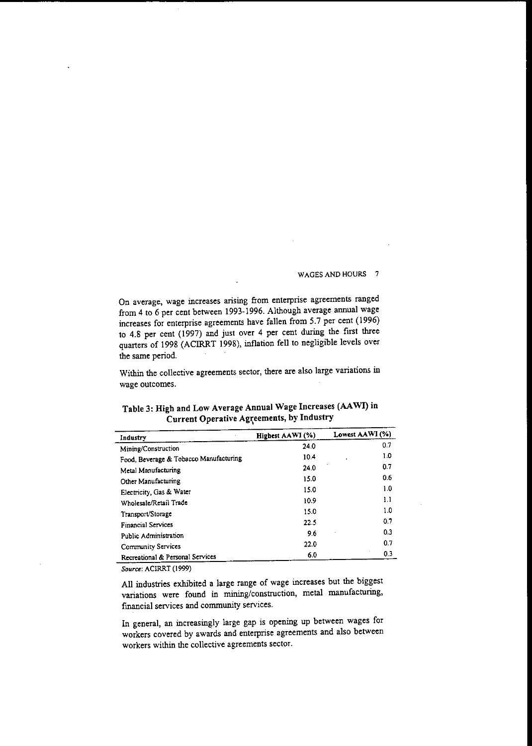On average, wage increases arising from enterprise agreements ranged from 4 to 6 per cent between 1993-1996. Although average annual wage increases for enterprise agreements have fallen from 5.7 per cent (1996) to 4.8 per cent (1997) and just over 4 per cent during the first three quarters of 1998 (ACIRRT 1998), inflation fell to negligible levels over the same period.

Within the collective agreements sector, there are also large variations in wage outcomes.

**Table 3: High and Low Average Annual Wage Increases (AAWI) in Current Operative Agreements, by Industry**

| Industry | Highest AAWI (%) | Lowest AAWI (%) |
|---|---|---|
| Mining/Construction | 24.0 | 0.7 |
| Food, Beverage & Tobacco Manufacturing | 10.4 | 1.0 |
| Metal Manufacturing | 24.0 | 0.7 |
| Other Manufacturing | 15.0 | 0.6 |
| Electricity, Gas & Water | 15.0 | 1.0 |
| Wholesale/Retail Trade | 10.9 | 1.1 |
| Transport/Storage | 15.0 | 1.0 |
| Financial Services | 22.5 | 0.7 |
| Public Administration | 9.6 | 0.3 |
| Community Services | 22.0 | 0.7 |
| Recreational & Personal Services | 6.0 | 0.3 |

*Source*: ACIRRT (1999)

All industries exhibited a large range of wage increases but the biggest variations were found in mining/construction, metal manufacturing, financial services and community services.

In general, an increasingly large gap is opening up between wages for workers covered by awards and enterprise agreements and also between workers within the collective agreements sector.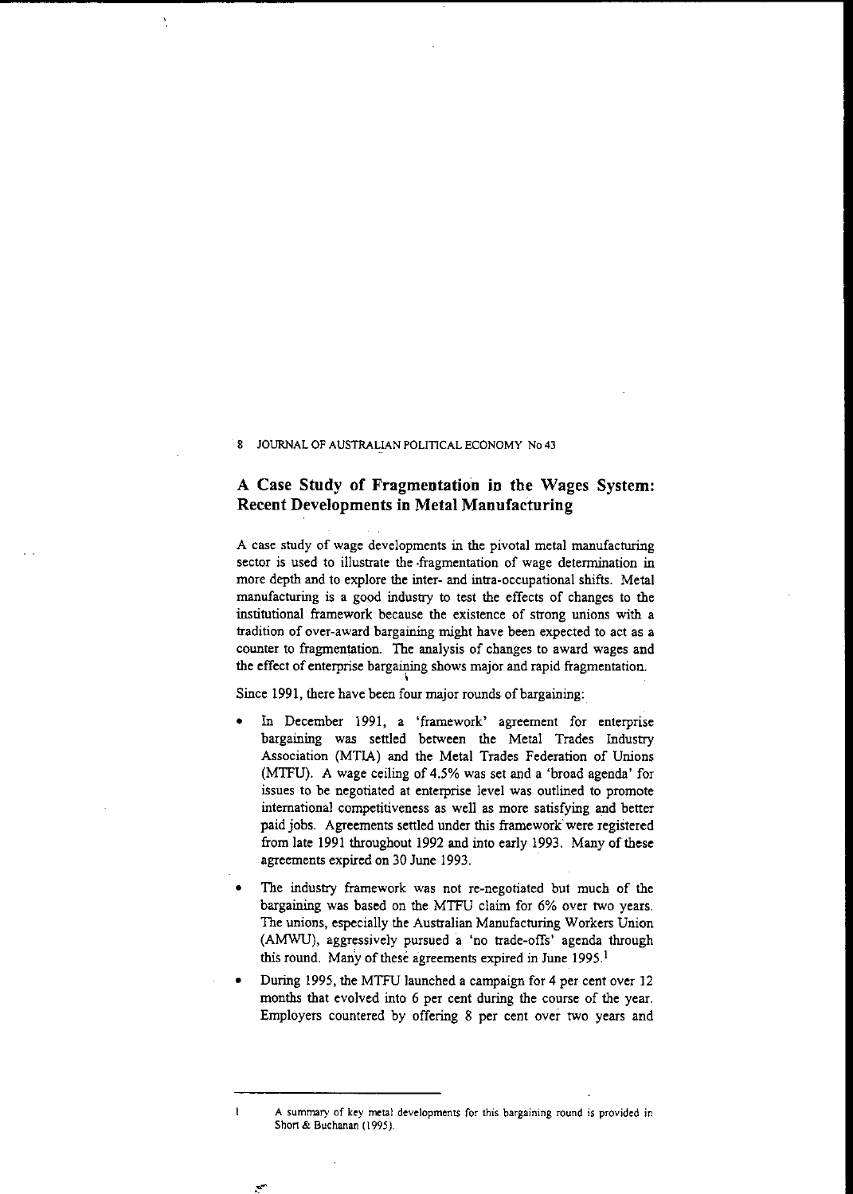## A Case Study of Fragmentation in the Wages System: Recent Developments in Metal Manufacturing

A case study of wage developments in the pivotal metal manufacturing sector is used to illustrate the fragmentation of wage determination in more depth and to explore the inter- and intra-occupational shifts. Metal manufacturing is a good industry to test the effects of changes to the institutional framework because the existence of strong unions with a tradition of over-award bargaining might have been expected to act as a counter to fragmentation. The analysis of changes to award wages and the effect of enterprise bargaining shows major and rapid fragmentation.

Since 1991, there have been four major rounds of bargaining:

- In December 1991, a 'framework' agreement for enterprise bargaining was settled between the Metal Trades Industry Association (MTIA) and the Metal Trades Federation of Unions (MTFU). A wage ceiling of 4.5% was set and a 'broad agenda' for issues to be negotiated at enterprise level was outlined to promote international competitiveness as well as more satisfying and better paid jobs. Agreements settled under this framework were registered from late 1991 throughout 1992 and into early 1993. Many of these agreements expired on 30 June 1993.
- The industry framework was not re-negotiated but much of the bargaining was based on the MTFU claim for 6% over two years. The unions, especially the Australian Manufacturing Workers Union (AMWU), aggressively pursued a 'no trade-offs' agenda through this round. Many of these agreements expired in June 1995.[1]
- During 1995, the MTFU launched a campaign for 4 per cent over 12 months that evolved into 6 per cent during the course of the year. Employers countered by offering 8 per cent over two years and

---

1 A summary of key metal developments for this bargaining round is provided in Short & Buchanan (1995).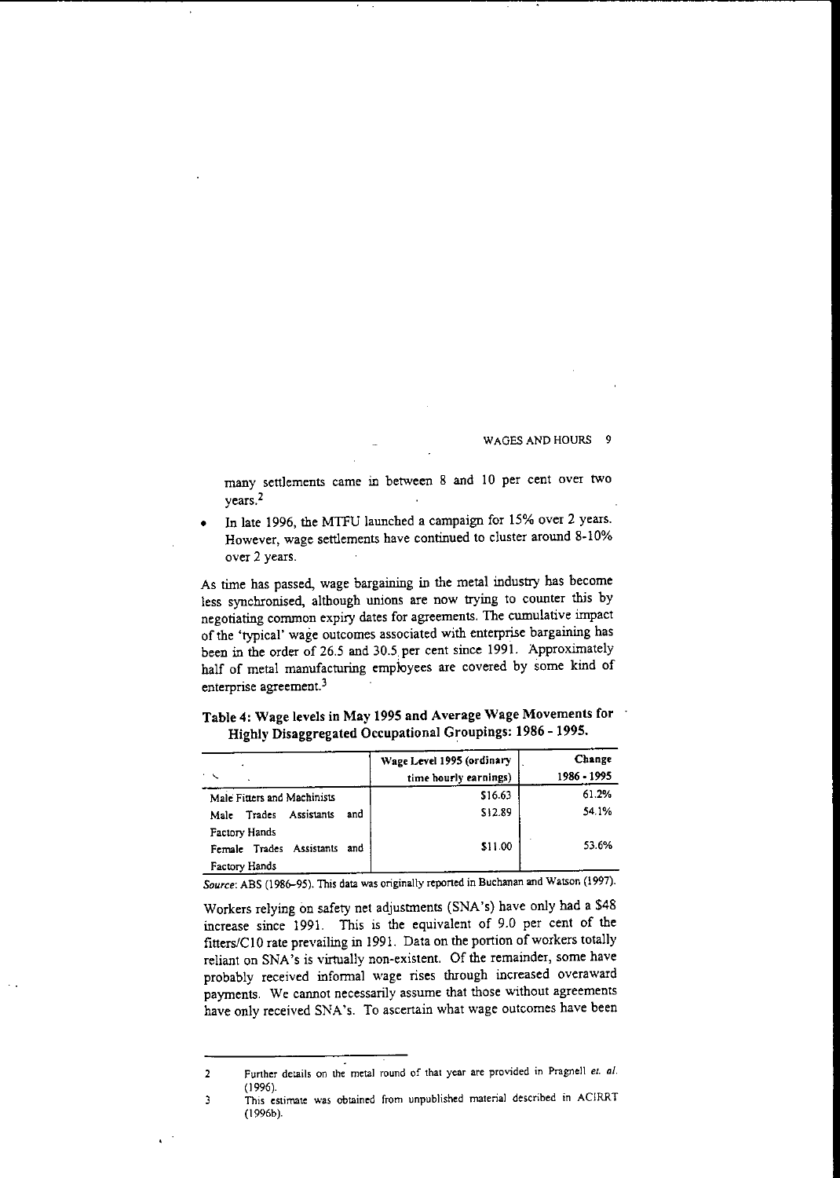many settlements came in between 8 and 10 per cent over two years.[2]

- In late 1996, the MTFU launched a campaign for 15% over 2 years. However, wage settlements have continued to cluster around 8-10% over 2 years.

As time has passed, wage bargaining in the metal industry has become less synchronised, although unions are now trying to counter this by negotiating common expiry dates for agreements. The cumulative impact of the 'typical' wage outcomes associated with enterprise bargaining has been in the order of 26.5 and 30.5 per cent since 1991. Approximately half of metal manufacturing employees are covered by some kind of enterprise agreement.[3]

**Table 4: Wage levels in May 1995 and Average Wage Movements for Highly Disaggregated Occupational Groupings: 1986 - 1995.**

| | Wage Level 1995 (ordinary time hourly earnings) | Change 1986 - 1995 |
|---|---|---|
| Male Fitters and Machinists | $16.63 | 61.2% |
| Male Trades Assistants and Factory Hands | $12.89 | 54.1% |
| Female Trades Assistants and Factory Hands | $11.00 | 53.6% |

*Source*: ABS (1986–95). This data was originally reported in Buchanan and Watson (1997).

Workers relying on safety net adjustments (SNA's) have only had a $48 increase since 1991. This is the equivalent of 9.0 per cent of the fitters/C10 rate prevailing in 1991. Data on the portion of workers totally reliant on SNA's is virtually non-existent. Of the remainder, some have probably received informal wage rises through increased overaward payments. We cannot necessarily assume that those without agreements have only received SNA's. To ascertain what wage outcomes have been

---

2 Further details on the metal round of that year are provided in Pragnell *et. al.* (1996).

3 This estimate was obtained from unpublished material described in ACIRRT (1996b).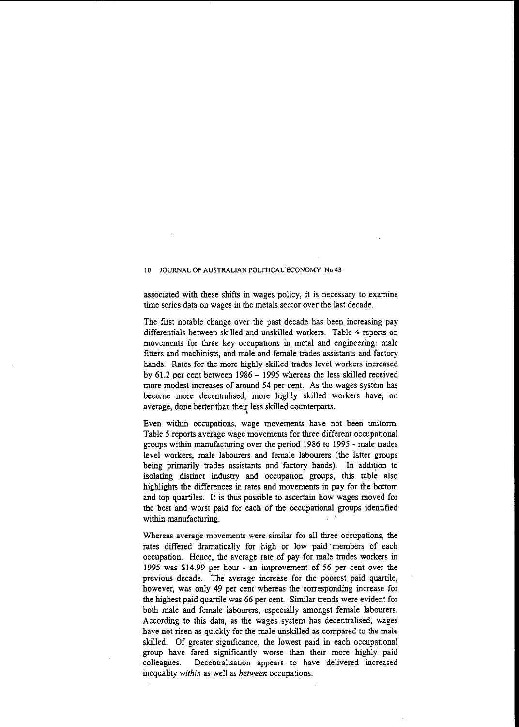associated with these shifts in wages policy, it is necessary to examine time series data on wages in the metals sector over the last decade.

The first notable change over the past decade has been increasing pay differentials between skilled and unskilled workers. Table 4 reports on movements for three key occupations in metal and engineering: male fitters and machinists, and male and female trades assistants and factory hands. Rates for the more highly skilled trades level workers increased by 61.2 per cent between 1986 – 1995 whereas the less skilled received more modest increases of around 54 per cent. As the wages system has become more decentralised, more highly skilled workers have, on average, done better than their less skilled counterparts.

Even within occupations, wage movements have not been uniform. Table 5 reports average wage movements for three different occupational groups within manufacturing over the period 1986 to 1995 - male trades level workers, male labourers and female labourers (the latter groups being primarily trades assistants and factory hands). In addition to isolating distinct industry and occupation groups, this table also highlights the differences in rates and movements in pay for the bottom and top quartiles. It is thus possible to ascertain how wages moved for the best and worst paid for each of the occupational groups identified within manufacturing.

Whereas average movements were similar for all three occupations, the rates differed dramatically for high or low paid members of each occupation. Hence, the average rate of pay for male trades workers in 1995 was $14.99 per hour - an improvement of 56 per cent over the previous decade. The average increase for the poorest paid quartile, however, was only 49 per cent whereas the corresponding increase for the highest paid quartile was 66 per cent. Similar trends were evident for both male and female labourers, especially amongst female labourers. According to this data, as the wages system has decentralised, wages have not risen as quickly for the male unskilled as compared to the male skilled. Of greater significance, the lowest paid in each occupational group have fared significantly worse than their more highly paid colleagues. Decentralisation appears to have delivered increased inequality *within* as well as *between* occupations.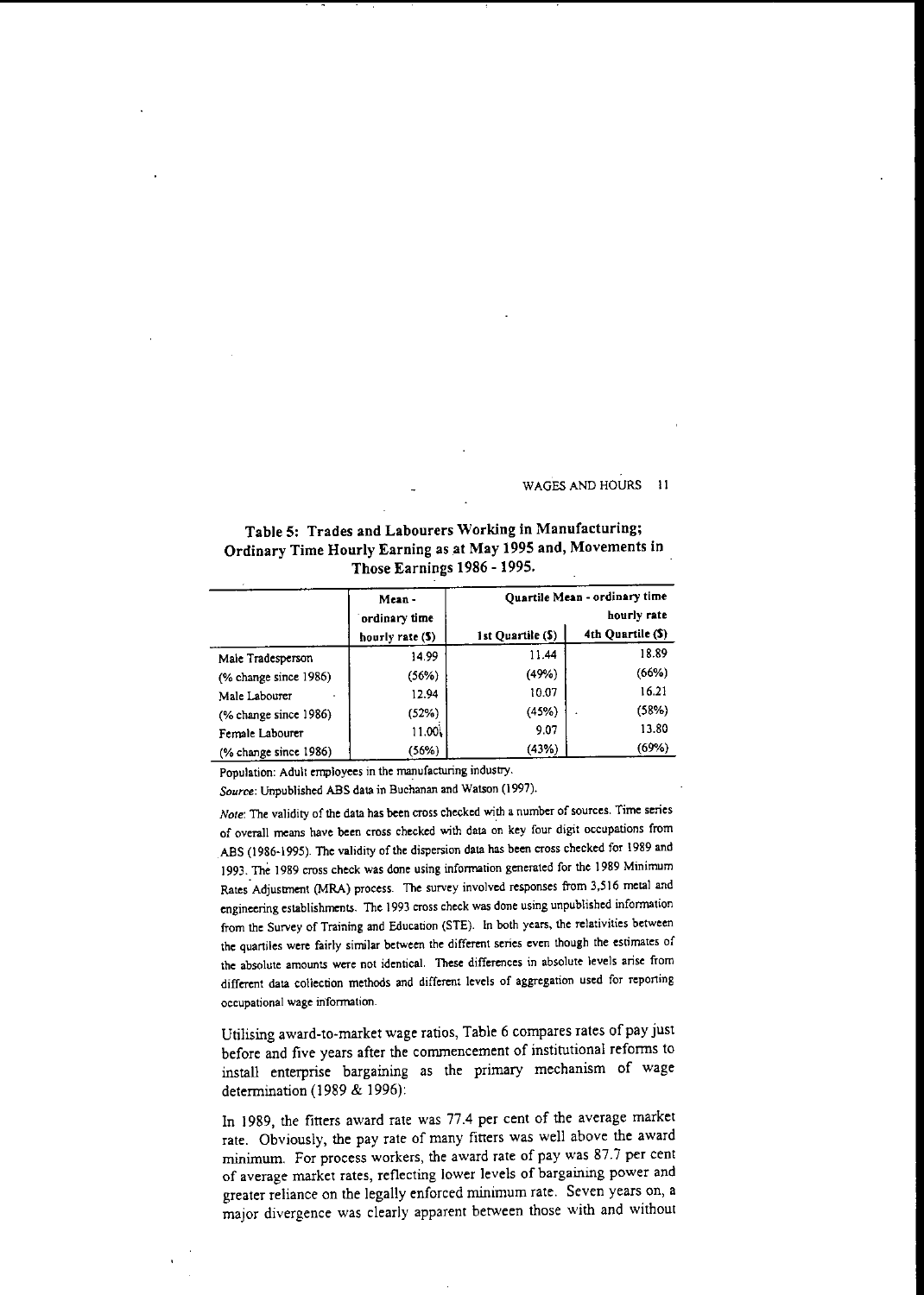**Table 5: Trades and Labourers Working in Manufacturing; Ordinary Time Hourly Earning as at May 1995 and, Movements in Those Earnings 1986 - 1995.**

| | Mean - ordinary time hourly rate ($) | Quartile Mean - ordinary time hourly rate | |
|---|---|---|---|
| | | 1st Quartile ($) | 4th Quartile ($) |
| Male Tradesperson | 14.99 | 11.44 | 18.89 |
| (% change since 1986) | (56%) | (49%) | (66%) |
| Male Labourer | 12.94 | 10.07 | 16.21 |
| (% change since 1986) | (52%) | (45%) | (58%) |
| Female Labourer | 11.00 | 9.07 | 13.80 |
| (% change since 1986) | (56%) | (43%) | (69%) |

Population: Adult employees in the manufacturing industry.

*Source*: Unpublished ABS data in Buchanan and Watson (1997).

*Note*: The validity of the data has been cross checked with a number of sources. Time series of overall means have been cross checked with data on key four digit occupations from ABS (1986-1995). The validity of the dispersion data has been cross checked for 1989 and 1993. The 1989 cross check was done using information generated for the 1989 Minimum Rates Adjustment (MRA) process. The survey involved responses from 3,516 metal and engineering establishments. The 1993 cross check was done using unpublished information from the Survey of Training and Education (STE). In both years, the relativities between the quartiles were fairly similar between the different series even though the estimates of the absolute amounts were not identical. These differences in absolute levels arise from different data collection methods and different levels of aggregation used for reporting occupational wage information.

Utilising award-to-market wage ratios, Table 6 compares rates of pay just before and five years after the commencement of institutional reforms to install enterprise bargaining as the primary mechanism of wage determination (1989 & 1996):

In 1989, the fitters award rate was 77.4 per cent of the average market rate. Obviously, the pay rate of many fitters was well above the award minimum. For process workers, the award rate of pay was 87.7 per cent of average market rates, reflecting lower levels of bargaining power and greater reliance on the legally enforced minimum rate. Seven years on, a major divergence was clearly apparent between those with and without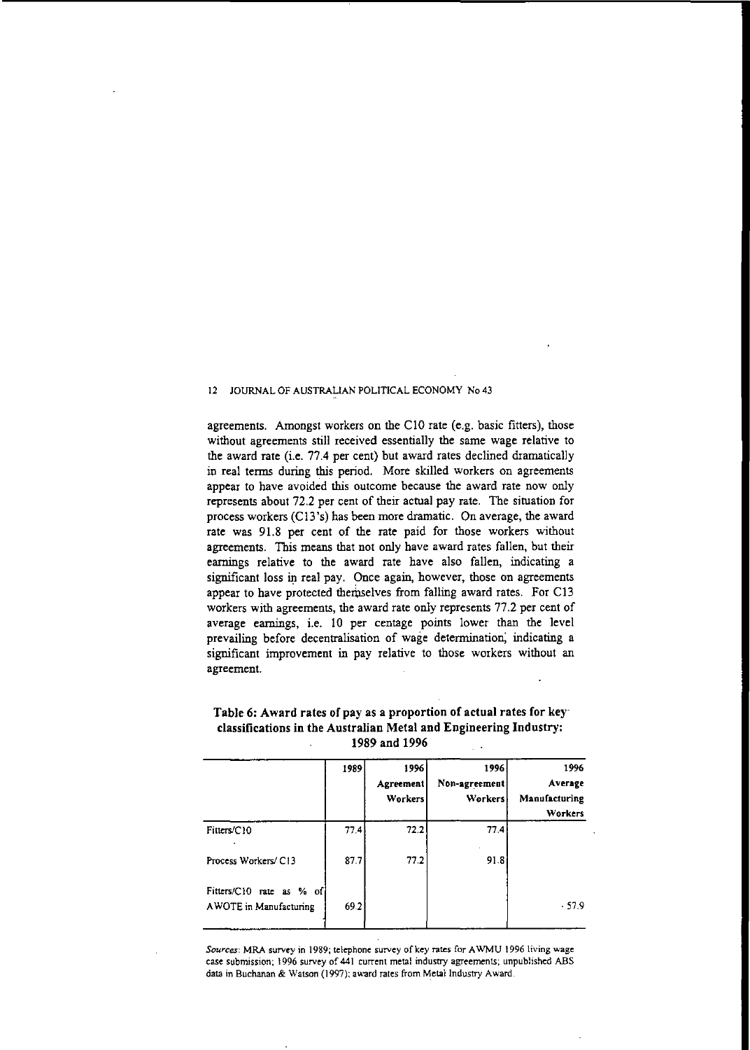agreements. Amongst workers on the C10 rate (e.g. basic fitters), those without agreements still received essentially the same wage relative to the award rate (i.e. 77.4 per cent) but award rates declined dramatically in real terms during this period. More skilled workers on agreements appear to have avoided this outcome because the award rate now only represents about 72.2 per cent of their actual pay rate. The situation for process workers (C13's) has been more dramatic. On average, the award rate was 91.8 per cent of the rate paid for those workers without agreements. This means that not only have award rates fallen, but their earnings relative to the award rate have also fallen, indicating a significant loss in real pay. Once again, however, those on agreements appear to have protected themselves from falling award rates. For C13 workers with agreements, the award rate only represents 77.2 per cent of average earnings, i.e. 10 per centage points lower than the level prevailing before decentralisation of wage determination, indicating a significant improvement in pay relative to those workers without an agreement.

**Table 6: Award rates of pay as a proportion of actual rates for key classifications in the Australian Metal and Engineering Industry: 1989 and 1996**

| | 1989 | 1996 Agreement Workers | 1996 Non-agreement Workers | 1996 Average Manufacturing Workers |
|---|---|---|---|---|
| Fitters/C10 | 77.4 | 72.2 | 77.4 | |
| Process Workers/ C13 | 87.7 | 77.2 | 91.8 | |
| Fitters/C10 rate as % of AWOTE in Manufacturing | 69.2 | | | 57.9 |

*Sources*: MRA survey in 1989; telephone survey of key rates for AWMU 1996 living wage case submission; 1996 survey of 441 current metal industry agreements; unpublished ABS data in Buchanan & Watson (1997); award rates from Metal Industry Award.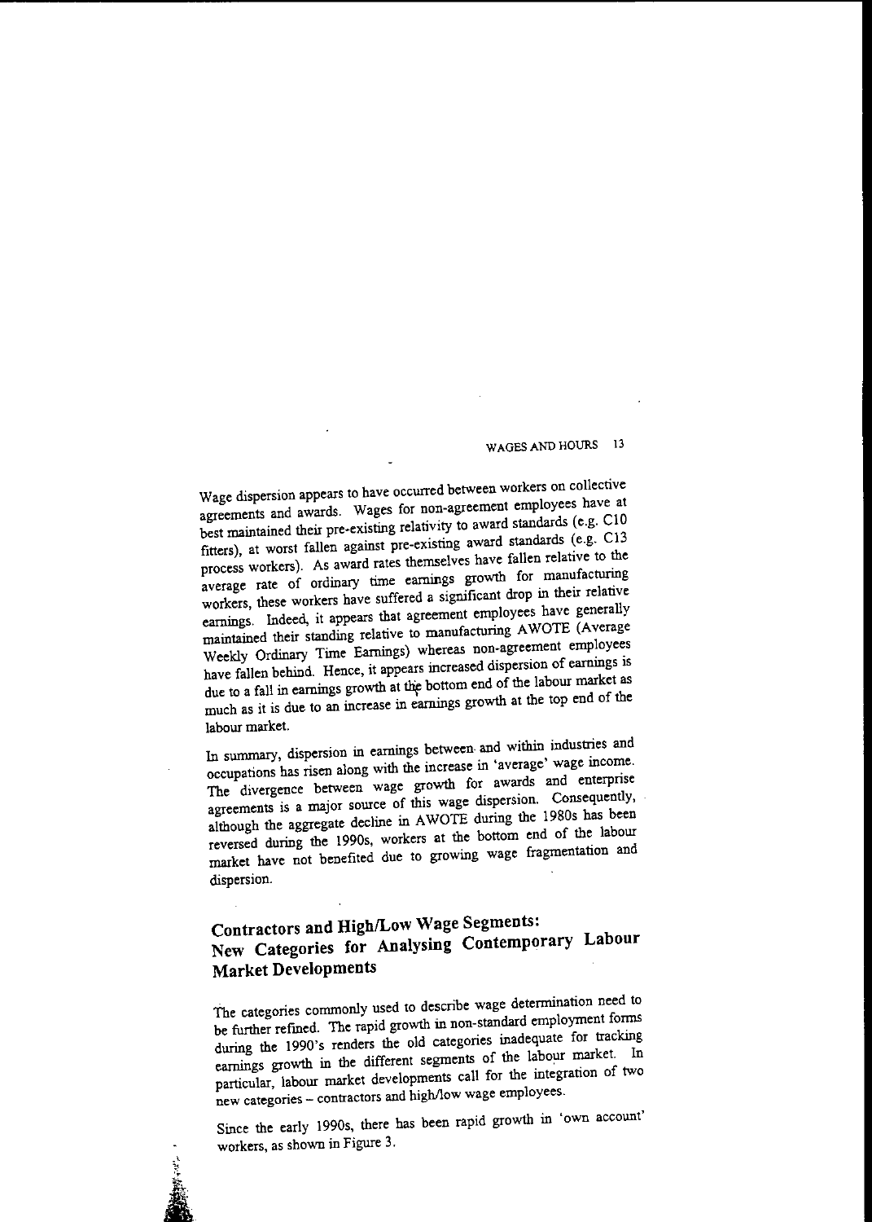Wage dispersion appears to have occurred between workers on collective agreements and awards. Wages for non-agreement employees have at best maintained their pre-existing relativity to award standards (e.g. C10 fitters), at worst fallen against pre-existing award standards (e.g. C13 process workers). As award rates themselves have fallen relative to the average rate of ordinary time earnings growth for manufacturing workers, these workers have suffered a significant drop in their relative earnings. Indeed, it appears that agreement employees have generally maintained their standing relative to manufacturing AWOTE (Average Weekly Ordinary Time Earnings) whereas non-agreement employees have fallen behind. Hence, it appears increased dispersion of earnings is due to a fall in earnings growth at the bottom end of the labour market as much as it is due to an increase in earnings growth at the top end of the labour market.

In summary, dispersion in earnings between and within industries and occupations has risen along with the increase in 'average' wage income. The divergence between wage growth for awards and enterprise agreements is a major source of this wage dispersion. Consequently, although the aggregate decline in AWOTE during the 1980s has been reversed during the 1990s, workers at the bottom end of the labour market have not benefited due to growing wage fragmentation and dispersion.

## Contractors and High/Low Wage Segments: New Categories for Analysing Contemporary Labour Market Developments

The categories commonly used to describe wage determination need to be further refined. The rapid growth in non-standard employment forms during the 1990's renders the old categories inadequate for tracking earnings growth in the different segments of the labour market. In particular, labour market developments call for the integration of two new categories – contractors and high/low wage employees.

Since the early 1990s, there has been rapid growth in 'own account' workers, as shown in Figure 3.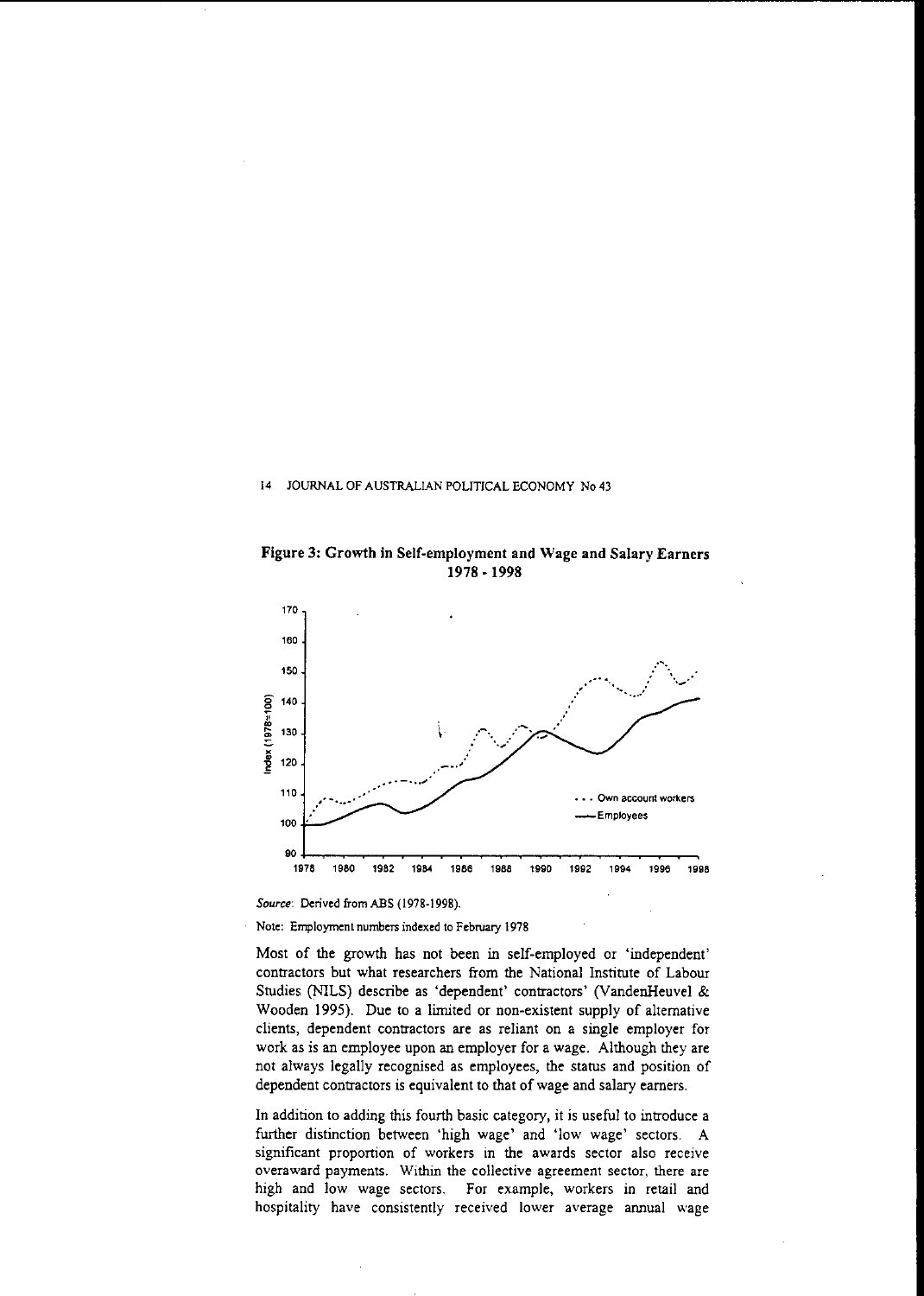**Figure 3: Growth in Self-employment and Wage and Salary Earners 1978 - 1998**

*Source*: Derived from ABS (1978-1998).

Note: Employment numbers indexed to February 1978

Most of the growth has not been in self-employed or 'independent' contractors but what researchers from the National Institute of Labour Studies (NILS) describe as 'dependent' contractors' (VandenHeuvel & Wooden 1995). Due to a limited or non-existent supply of alternative clients, dependent contractors are as reliant on a single employer for work as is an employee upon an employer for a wage. Although they are not always legally recognised as employees, the status and position of dependent contractors is equivalent to that of wage and salary earners.

In addition to adding this fourth basic category, it is useful to introduce a further distinction between 'high wage' and 'low wage' sectors. A significant proportion of workers in the awards sector also receive overaward payments. Within the collective agreement sector, there are high and low wage sectors. For example, workers in retail and hospitality have consistently received lower average annual wage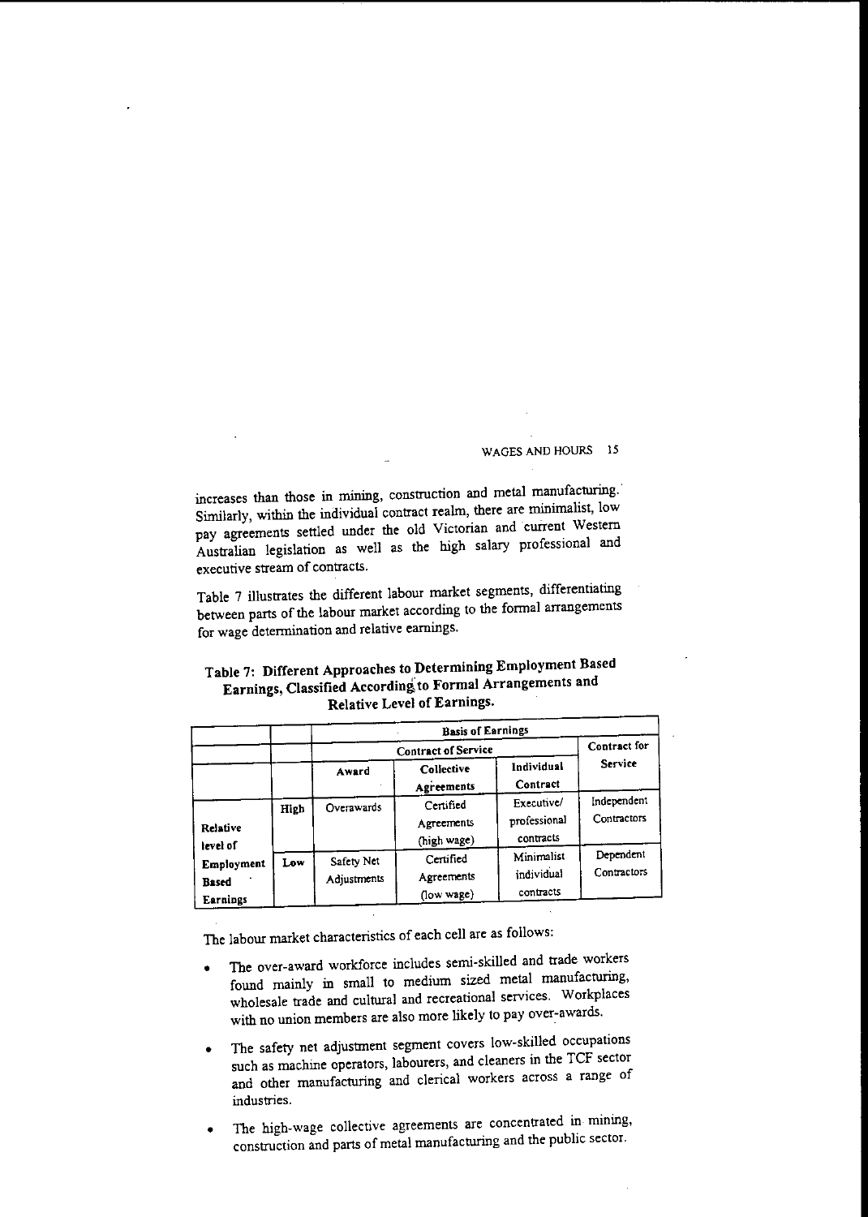increases than those in mining, construction and metal manufacturing. Similarly, within the individual contract realm, there are minimalist, low pay agreements settled under the old Victorian and current Western Australian legislation as well as the high salary professional and executive stream of contracts.

Table 7 illustrates the different labour market segments, differentiating between parts of the labour market according to the formal arrangements for wage determination and relative earnings.

**Table 7: Different Approaches to Determining Employment Based Earnings, Classified According to Formal Arrangements and Relative Level of Earnings.**

| | | **Basis of Earnings** | | | |
|---|---|---|---|---|---|
| | | **Contract of Service** | | | **Contract for Service** |
| | | **Award** | **Collective Agreements** | **Individual Contract** | |
| **Relative level of Employment Based Earnings** | **High** | Overawards | Certified Agreements (high wage) | Executive/ professional contracts | Independent Contractors |
| | **Low** | Safety Net Adjustments | Certified Agreements (low wage) | Minimalist individual contracts | Dependent Contractors |

The labour market characteristics of each cell are as follows:

- The over-award workforce includes semi-skilled and trade workers found mainly in small to medium sized metal manufacturing, wholesale trade and cultural and recreational services. Workplaces with no union members are also more likely to pay over-awards.
- The safety net adjustment segment covers low-skilled occupations such as machine operators, labourers, and cleaners in the TCF sector and other manufacturing and clerical workers across a range of industries.
- The high-wage collective agreements are concentrated in mining, construction and parts of metal manufacturing and the public sector.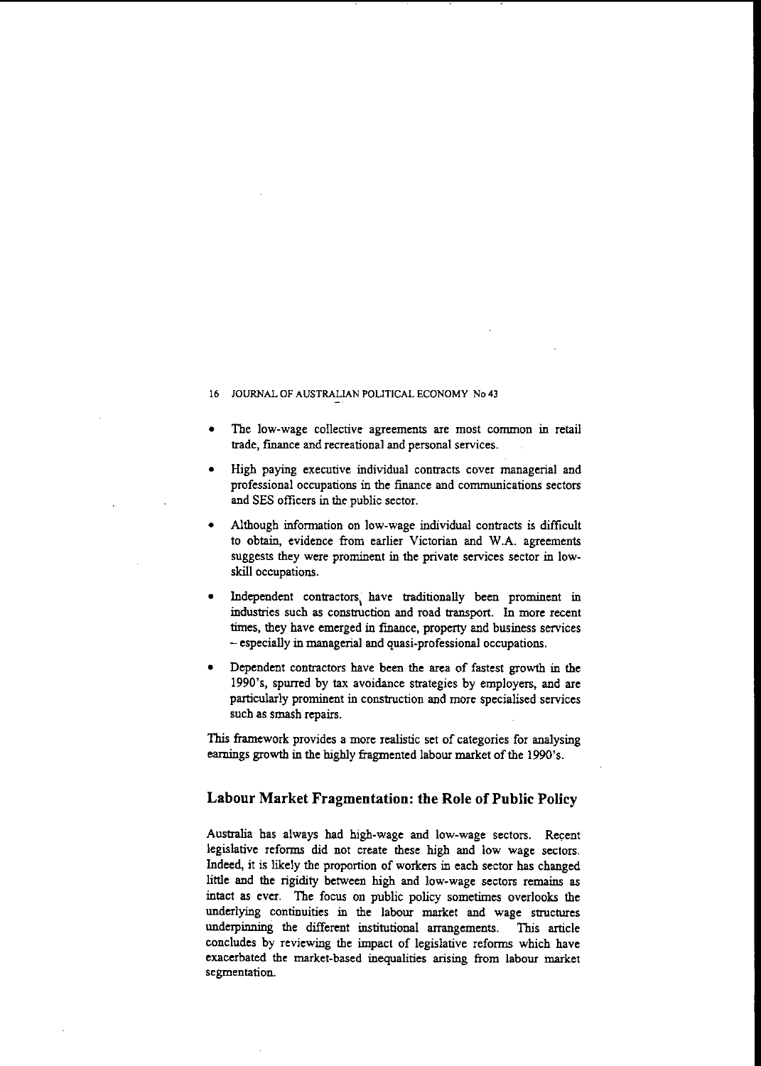- The low-wage collective agreements are most common in retail trade, finance and recreational and personal services.
- High paying executive individual contracts cover managerial and professional occupations in the finance and communications sectors and SES officers in the public sector.
- Although information on low-wage individual contracts is difficult to obtain, evidence from earlier Victorian and W.A. agreements suggests they were prominent in the private services sector in low-skill occupations.
- Independent contractors have traditionally been prominent in industries such as construction and road transport. In more recent times, they have emerged in finance, property and business services – especially in managerial and quasi-professional occupations.
- Dependent contractors have been the area of fastest growth in the 1990's, spurred by tax avoidance strategies by employers, and are particularly prominent in construction and more specialised services such as smash repairs.

This framework provides a more realistic set of categories for analysing earnings growth in the highly fragmented labour market of the 1990's.

## Labour Market Fragmentation: the Role of Public Policy

Australia has always had high-wage and low-wage sectors. Recent legislative reforms did not create these high and low wage sectors. Indeed, it is likely the proportion of workers in each sector has changed little and the rigidity between high and low-wage sectors remains as intact as ever. The focus on public policy sometimes overlooks the underlying continuities in the labour market and wage structures underpinning the different institutional arrangements. This article concludes by reviewing the impact of legislative reforms which have exacerbated the market-based inequalities arising from labour market segmentation.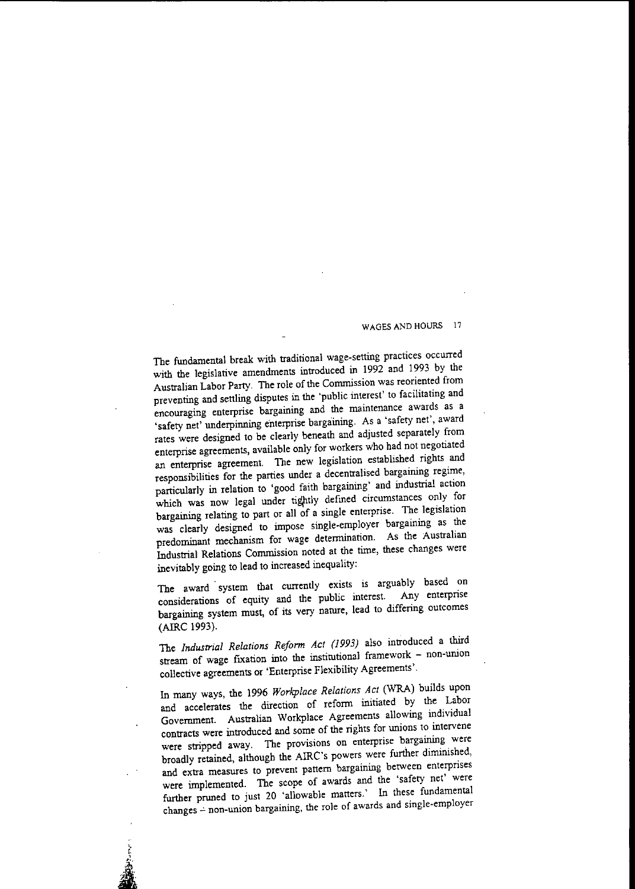The fundamental break with traditional wage-setting practices occurred with the legislative amendments introduced in 1992 and 1993 by the Australian Labor Party. The role of the Commission was reoriented from preventing and settling disputes in the 'public interest' to facilitating and encouraging enterprise bargaining and the maintenance awards as a 'safety net' underpinning enterprise bargaining. As a 'safety net', award rates were designed to be clearly beneath and adjusted separately from enterprise agreements, available only for workers who had not negotiated an enterprise agreement. The new legislation established rights and responsibilities for the parties under a decentralised bargaining regime, particularly in relation to 'good faith bargaining' and industrial action which was now legal under tightly defined circumstances only for bargaining relating to part or all of a single enterprise. The legislation was clearly designed to impose single-employer bargaining as the predominant mechanism for wage determination. As the Australian Industrial Relations Commission noted at the time, these changes were inevitably going to lead to increased inequality:

> The award system that currently exists is arguably based on considerations of equity and the public interest. Any enterprise bargaining system must, of its very nature, lead to differing outcomes (AIRC 1993).

The *Industrial Relations Reform Act (1993)* also introduced a third stream of wage fixation into the institutional framework – non-union collective agreements or 'Enterprise Flexibility Agreements'.

In many ways, the 1996 *Workplace Relations Act* (WRA) builds upon and accelerates the direction of reform initiated by the Labor Government. Australian Workplace Agreements allowing individual contracts were introduced and some of the rights for unions to intervene were stripped away. The provisions on enterprise bargaining were broadly retained, although the AIRC's powers were further diminished, and extra measures to prevent pattern bargaining between enterprises were implemented. The scope of awards and the 'safety net' were further pruned to just 20 'allowable matters.' In these fundamental changes – non-union bargaining, the role of awards and single-employer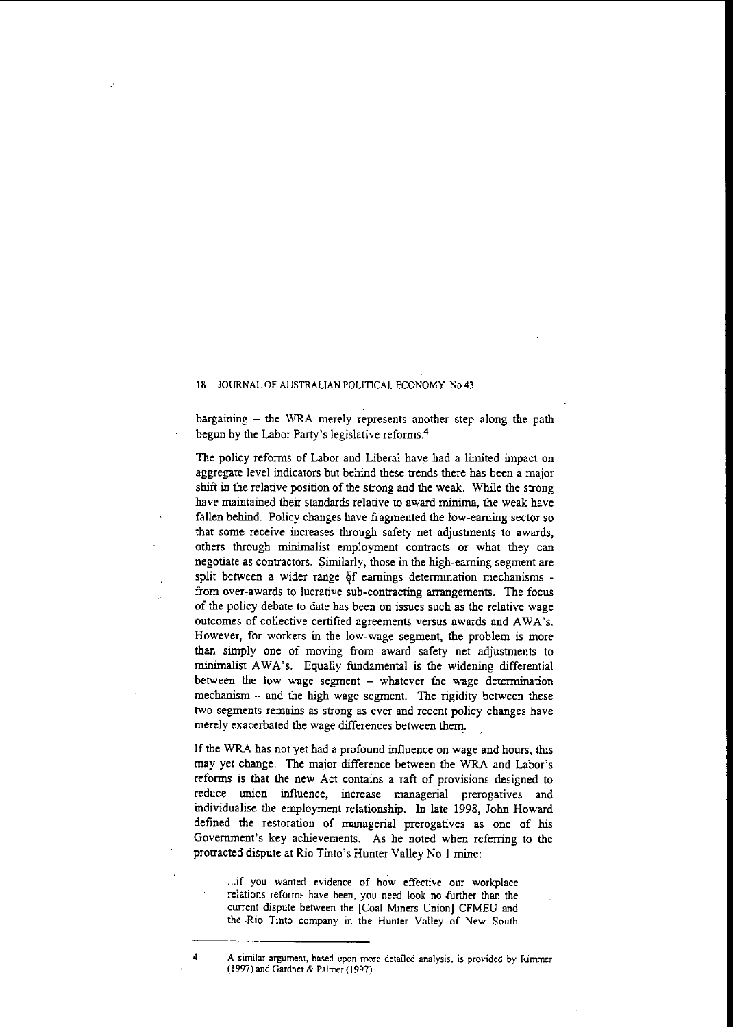bargaining – the WRA merely represents another step along the path begun by the Labor Party's legislative reforms.[4]

The policy reforms of Labor and Liberal have had a limited impact on aggregate level indicators but behind these trends there has been a major shift in the relative position of the strong and the weak. While the strong have maintained their standards relative to award minima, the weak have fallen behind. Policy changes have fragmented the low-earning sector so that some receive increases through safety net adjustments to awards, others through minimalist employment contracts or what they can negotiate as contractors. Similarly, those in the high-earning segment are split between a wider range of earnings determination mechanisms - from over-awards to lucrative sub-contracting arrangements. The focus of the policy debate to date has been on issues such as the relative wage outcomes of collective certified agreements versus awards and AWA's. However, for workers in the low-wage segment, the problem is more than simply one of moving from award safety net adjustments to minimalist AWA's. Equally fundamental is the widening differential between the low wage segment – whatever the wage determination mechanism – and the high wage segment. The rigidity between these two segments remains as strong as ever and recent policy changes have merely exacerbated the wage differences between them.

If the WRA has not yet had a profound influence on wage and hours, this may yet change. The major difference between the WRA and Labor's reforms is that the new Act contains a raft of provisions designed to reduce union influence, increase managerial prerogatives and individualise the employment relationship. In late 1998, John Howard defined the restoration of managerial prerogatives as one of his Government's key achievements. As he noted when referring to the protracted dispute at Rio Tinto's Hunter Valley No 1 mine:

> ...if you wanted evidence of how effective our workplace relations reforms have been, you need look no further than the current dispute between the [Coal Miners Union] CFMEU and the Rio Tinto company in the Hunter Valley of New South

---

[4] A similar argument, based upon more detailed analysis, is provided by Rimmer (1997) and Gardner & Palmer (1997).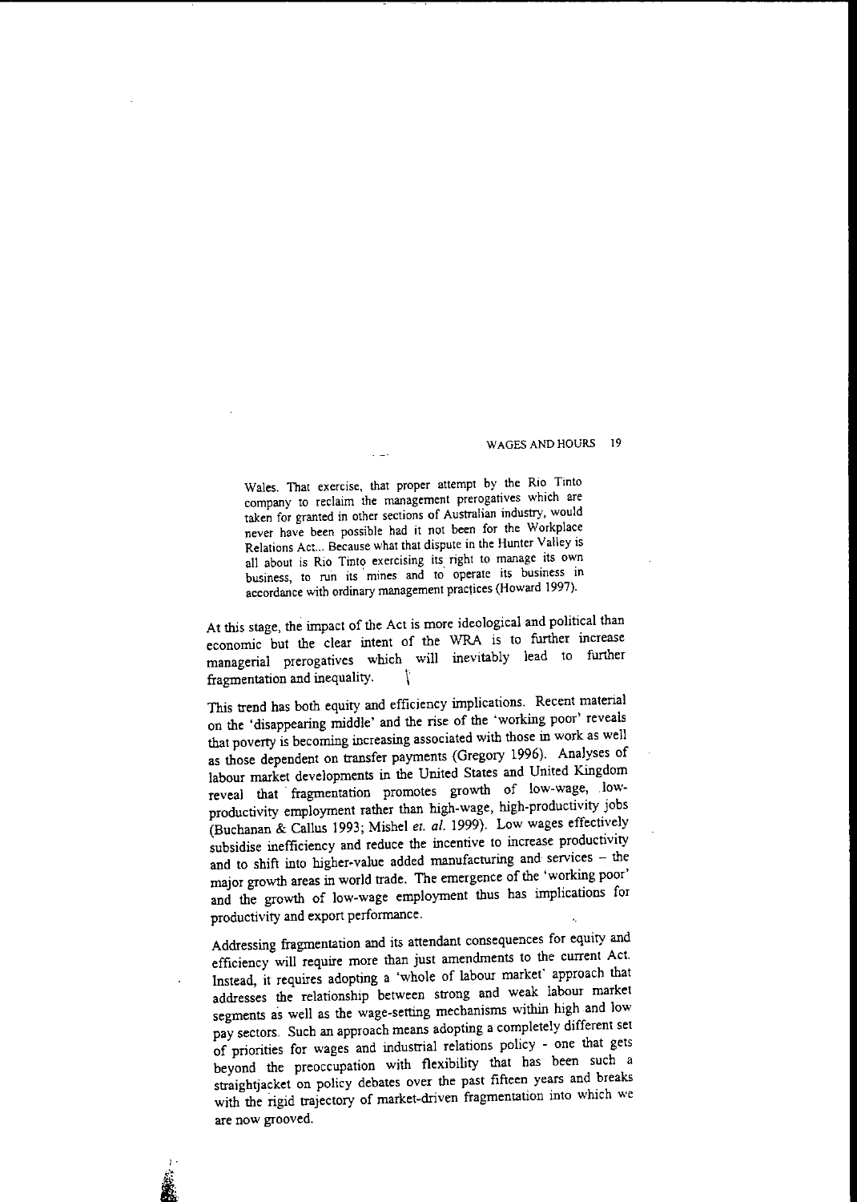> Wales. That exercise, that proper attempt by the Rio Tinto company to reclaim the management prerogatives which are taken for granted in other sections of Australian industry, would never have been possible had it not been for the Workplace Relations Act... Because what that dispute in the Hunter Valley is all about is Rio Tinto exercising its right to manage its own business, to run its mines and to operate its business in accordance with ordinary management practices (Howard 1997).

At this stage, the impact of the Act is more ideological and political than economic but the clear intent of the WRA is to further increase managerial prerogatives which will inevitably lead to further fragmentation and inequality.

This trend has both equity and efficiency implications. Recent material on the 'disappearing middle' and the rise of the 'working poor' reveals that poverty is becoming increasing associated with those in work as well as those dependent on transfer payments (Gregory 1996). Analyses of labour market developments in the United States and United Kingdom reveal that fragmentation promotes growth of low-wage, low-productivity employment rather than high-wage, high-productivity jobs (Buchanan & Callus 1993; Mishel *et. al.* 1999). Low wages effectively subsidise inefficiency and reduce the incentive to increase productivity and to shift into higher-value added manufacturing and services – the major growth areas in world trade. The emergence of the 'working poor' and the growth of low-wage employment thus has implications for productivity and export performance.

Addressing fragmentation and its attendant consequences for equity and efficiency will require more than just amendments to the current Act. Instead, it requires adopting a 'whole of labour market' approach that addresses the relationship between strong and weak labour market segments as well as the wage-setting mechanisms within high and low pay sectors. Such an approach means adopting a completely different set of priorities for wages and industrial relations policy - one that gets beyond the preoccupation with flexibility that has been such a straightjacket on policy debates over the past fifteen years and breaks with the rigid trajectory of market-driven fragmentation into which we are now grooved.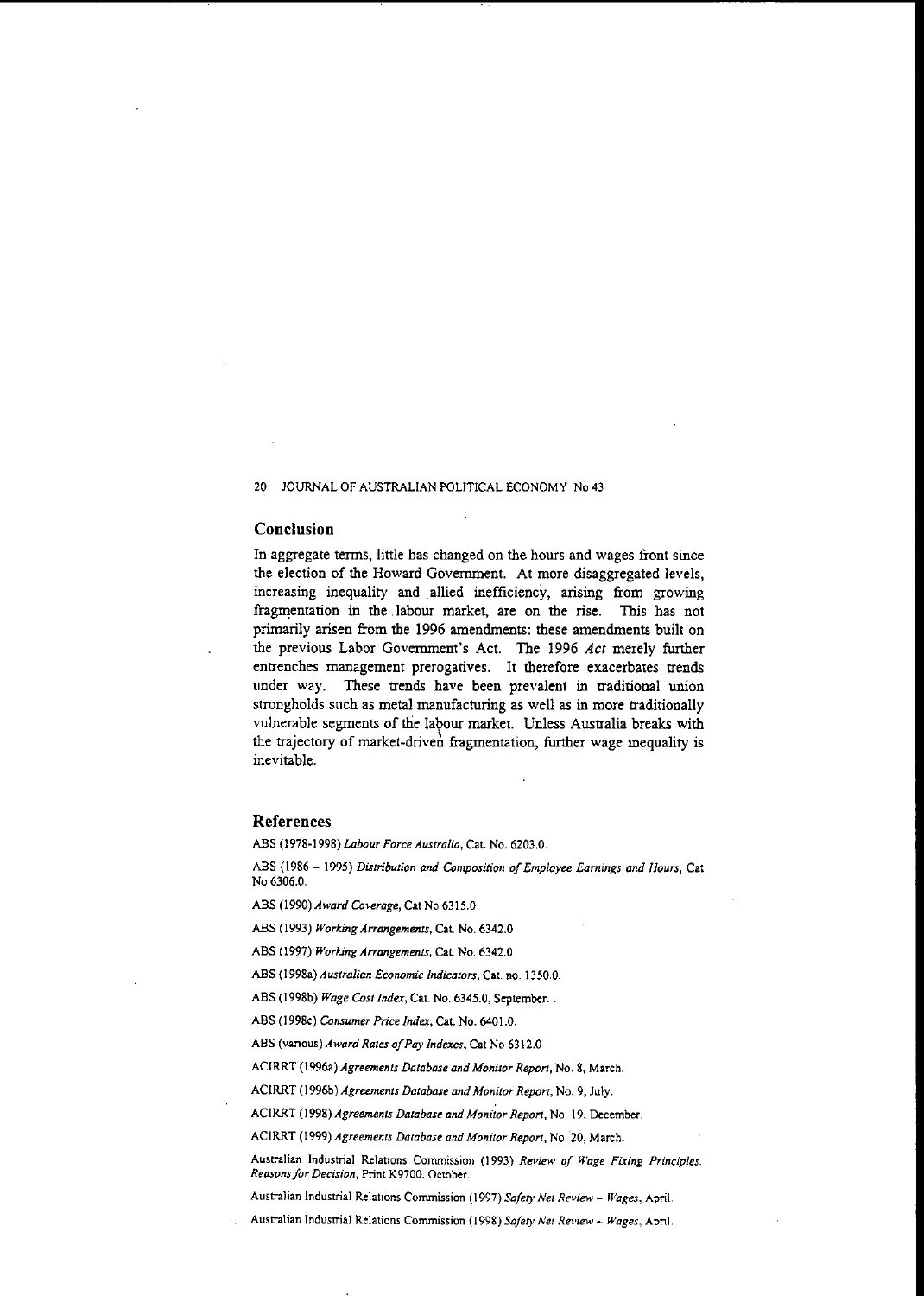## Conclusion

In aggregate terms, little has changed on the hours and wages front since the election of the Howard Government. At more disaggregated levels, increasing inequality and allied inefficiency, arising from growing fragmentation in the labour market, are on the rise. This has not primarily arisen from the 1996 amendments: these amendments built on the previous Labor Government's Act. The 1996 *Act* merely further entrenches management prerogatives. It therefore exacerbates trends under way. These trends have been prevalent in traditional union strongholds such as metal manufacturing as well as in more traditionally vulnerable segments of the labour market. Unless Australia breaks with the trajectory of market-driven fragmentation, further wage inequality is inevitable.

## References

ABS (1978-1998) *Labour Force Australia*, Cat. No. 6203.0.

ABS (1986 – 1995) *Distribution and Composition of Employee Earnings and Hours*, Cat No 6306.0.

ABS (1990) *Award Coverage*, Cat No 6315.0

ABS (1993) *Working Arrangements*, Cat. No. 6342.0

ABS (1997) *Working Arrangements*, Cat. No. 6342.0

ABS (1998a) *Australian Economic Indicators*, Cat. no. 1350.0.

ABS (1998b) *Wage Cost Index*, Cat. No. 6345.0, September.

ABS (1998c) *Consumer Price Index*, Cat. No. 6401.0.

ABS (various) *Award Rates of Pay Indexes*, Cat No 6312.0

ACIRRT (1996a) *Agreements Database and Monitor Report*, No. 8, March.

ACIRRT (1996b) *Agreements Database and Monitor Report*, No. 9, July.

ACIRRT (1998) *Agreements Database and Monitor Report*, No. 19, December.

ACIRRT (1999) *Agreements Database and Monitor Report*, No. 20, March.

Australian Industrial Relations Commission (1993) *Review of Wage Fixing Principles. Reasons for Decision*, Print K9700. October.

Australian Industrial Relations Commission (1997) *Safety Net Review – Wages*, April.

Australian Industrial Relations Commission (1998) *Safety Net Review – Wages*, April.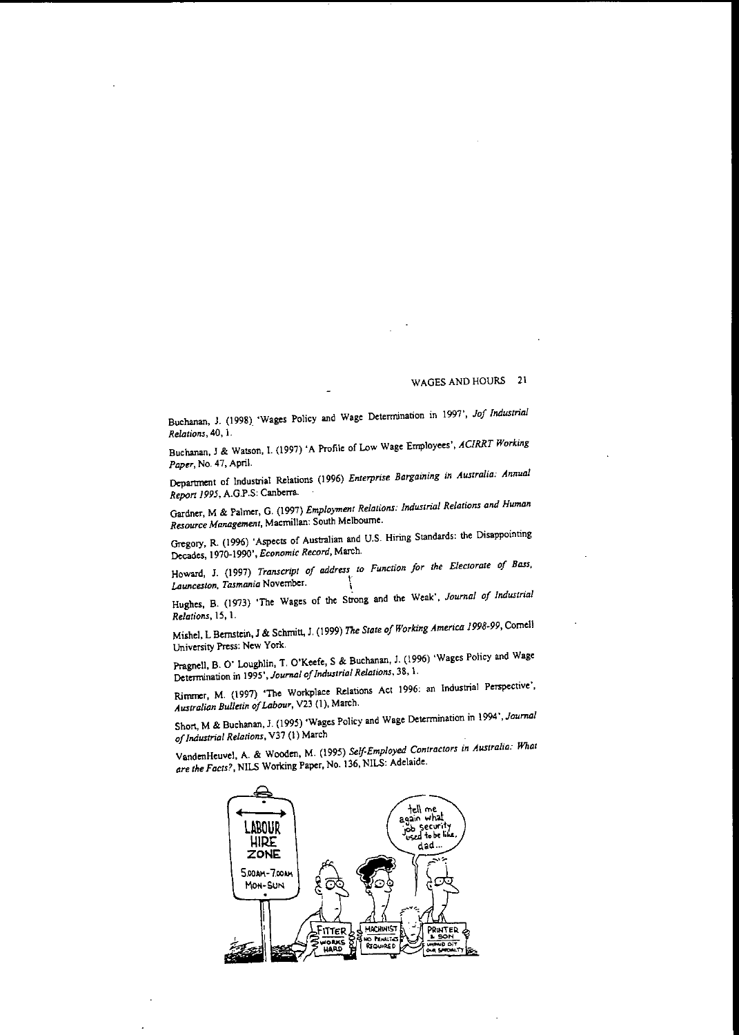Buchanan, J. (1998) 'Wages Policy and Wage Determination in 1997', *Jof Industrial Relations*, 40, 1.

Buchanan, J & Watson, I. (1997) 'A Profile of Low Wage Employees', *ACIRRT Working Paper*, No. 47, April.

Department of Industrial Relations (1996) *Enterprise Bargaining in Australia: Annual Report 1995*, A.G.P.S: Canberra.

Gardner, M & Palmer, G. (1997) *Employment Relations: Industrial Relations and Human Resource Management*, Macmillan: South Melbourne.

Gregory, R. (1996) 'Aspects of Australian and U.S. Hiring Standards: the Disappointing Decades, 1970-1990', *Economic Record*, March.

Howard, J. (1997) *Transcript of address to Function for the Electorate of Bass, Launceston, Tasmania* November.

Hughes, B. (1973) 'The Wages of the Strong and the Weak', *Journal of Industrial Relations*, 15, 1.

Mishel, L Bernstein, J & Schmitt, J. (1999) *The State of Working America 1998-99*, Cornell University Press: New York.

Pragnell, B. O' Loughlin, T. O'Keefe, S & Buchanan, J. (1996) 'Wages Policy and Wage Determination in 1995', *Journal of Industrial Relations*, 38, 1.

Rimmer, M. (1997) 'The Workplace Relations Act 1996: an Industrial Perspective', *Australian Bulletin of Labour*, V23 (1), March.

Short, M & Buchanan, J. (1995) 'Wages Policy and Wage Determination in 1994', *Journal of Industrial Relations*, V37 (1) March

VandenHeuvel, A. & Wooden, M. (1995) *Self-Employed Contractors in Australia: What are the Facts?*, NILS Working Paper, No. 136, NILS: Adelaide.